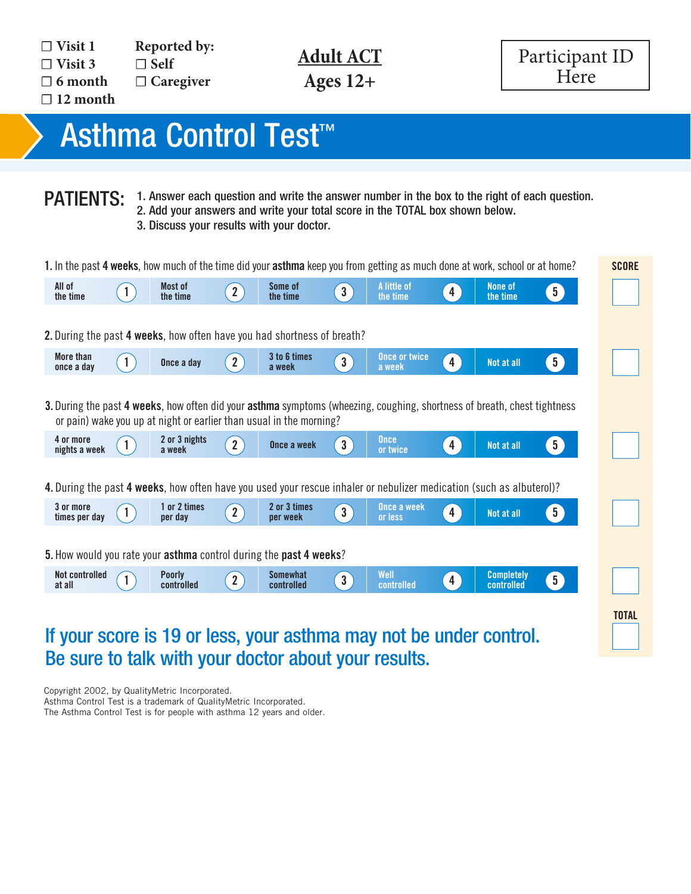☐ Visit 1
☐ Visit 3
☐ 6 month
☐ 12 month

**Reported by:**
☐ Self
☐ Caregiver

**Adult ACT**
**Ages 12+**

Participant ID Here

# Asthma Control Test™

**PATIENTS:**
1. Answer each question and write the answer number in the box to the right of each question.
2. Add your answers and write your total score in the TOTAL box shown below.
3. Discuss your results with your doctor.

**1.** In the past **4 weeks**, how much of the time did your **asthma** keep you from getting as much done at work, school or at home?

| All of the time (1) | Most of the time (2) | Some of the time (3) | A little of the time (4) | None of the time (5) | SCORE: |
|---|---|---|---|---|---|

**2.** During the past **4 weeks**, how often have you had shortness of breath?

| More than once a day (1) | Once a day (2) | 3 to 6 times a week (3) | Once or twice a week (4) | Not at all (5) | SCORE: |
|---|---|---|---|---|---|

**3.** During the past **4 weeks**, how often did your **asthma** symptoms (wheezing, coughing, shortness of breath, chest tightness or pain) wake you up at night or earlier than usual in the morning?

| 4 or more nights a week (1) | 2 or 3 nights a week (2) | Once a week (3) | Once or twice (4) | Not at all (5) | SCORE: |
|---|---|---|---|---|---|

**4.** During the past **4 weeks**, how often have you used your rescue inhaler or nebulizer medication (such as albuterol)?

| 3 or more times per day (1) | 1 or 2 times per day (2) | 2 or 3 times per week (3) | Once a week or less (4) | Not at all (5) | SCORE: |
|---|---|---|---|---|---|

**5.** How would you rate your **asthma** control during the **past 4 weeks**?

| Not controlled at all (1) | Poorly controlled (2) | Somewhat controlled (3) | Well controlled (4) | Completely controlled (5) | SCORE: |
|---|---|---|---|---|---|

**TOTAL:**

## If your score is 19 or less, your asthma may not be under control. Be sure to talk with your doctor about your results.

Copyright 2002, by QualityMetric Incorporated.
Asthma Control Test is a trademark of QualityMetric Incorporated.
The Asthma Control Test is for people with asthma 12 years and older.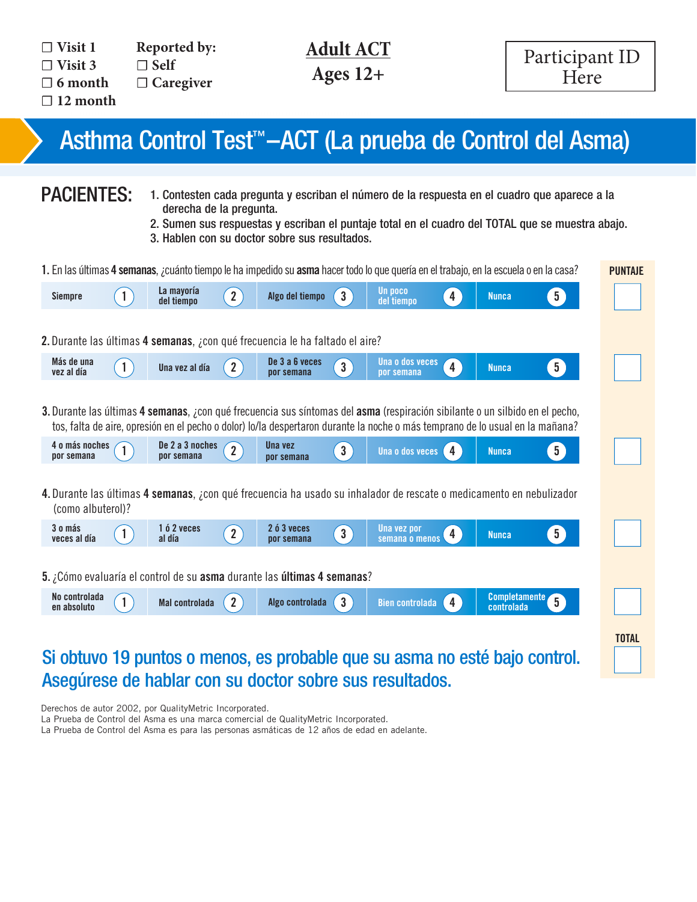☐ Visit 1
☐ Visit 3
☐ 6 month
☐ 12 month

Reported by:
☐ Self
☐ Caregiver

**Adult ACT**
**Ages 12+**

Participant ID Here

# Asthma Control Test™–ACT (La prueba de Control del Asma)

**PACIENTES:**

1. Contesten cada pregunta y escriban el número de la respuesta en el cuadro que aparece a la derecha de la pregunta.
2. Sumen sus respuestas y escriban el puntaje total en el cuadro del TOTAL que se muestra abajo.
3. Hablen con su doctor sobre sus resultados.

**PUNTAJE**

**1.** En las últimas **4 semanas**, ¿cuánto tiempo le ha impedido su **asma** hacer todo lo que quería en el trabajo, en la escuela o en la casa?

| | | | | |
|---|---|---|---|---|
| Siempre 1 | La mayoría del tiempo 2 | Algo del tiempo 3 | Un poco del tiempo 4 | Nunca 5 |

**2.** Durante las últimas **4 semanas**, ¿con qué frecuencia le ha faltado el aire?

| | | | | |
|---|---|---|---|---|
| Más de una vez al día 1 | Una vez al día 2 | De 3 a 6 veces por semana 3 | Una o dos veces por semana 4 | Nunca 5 |

**3.** Durante las últimas **4 semanas**, ¿con qué frecuencia sus síntomas del **asma** (respiración sibilante o un silbido en el pecho, tos, falta de aire, opresión en el pecho o dolor) lo/la despertaron durante la noche o más temprano de lo usual en la mañana?

| | | | | |
|---|---|---|---|---|
| 4 o más noches por semana 1 | De 2 a 3 noches por semana 2 | Una vez por semana 3 | Una o dos veces 4 | Nunca 5 |

**4.** Durante las últimas **4 semanas**, ¿con qué frecuencia ha usado su inhalador de rescate o medicamento en nebulizador (como albuterol)?

| | | | | |
|---|---|---|---|---|
| 3 o más veces al día 1 | 1 ó 2 veces al día 2 | 2 ó 3 veces por semana 3 | Una vez por semana o menos 4 | Nunca 5 |

**5.** ¿Cómo evaluaría el control de su **asma** durante las **últimas 4 semanas**?

| | | | | |
|---|---|---|---|---|
| No controlada en absoluto 1 | Mal controlada 2 | Algo controlada 3 | Bien controlada 4 | Completamente controlada 5 |

**TOTAL**

**Si obtuvo 19 puntos o menos, es probable que su asma no esté bajo control. Asegúrese de hablar con su doctor sobre sus resultados.**

Derechos de autor 2002, por QualityMetric Incorporated.
La Prueba de Control del Asma es una marca comercial de QualityMetric Incorporated.
La Prueba de Control del Asma es para las personas asmáticas de 12 años de edad en adelante.